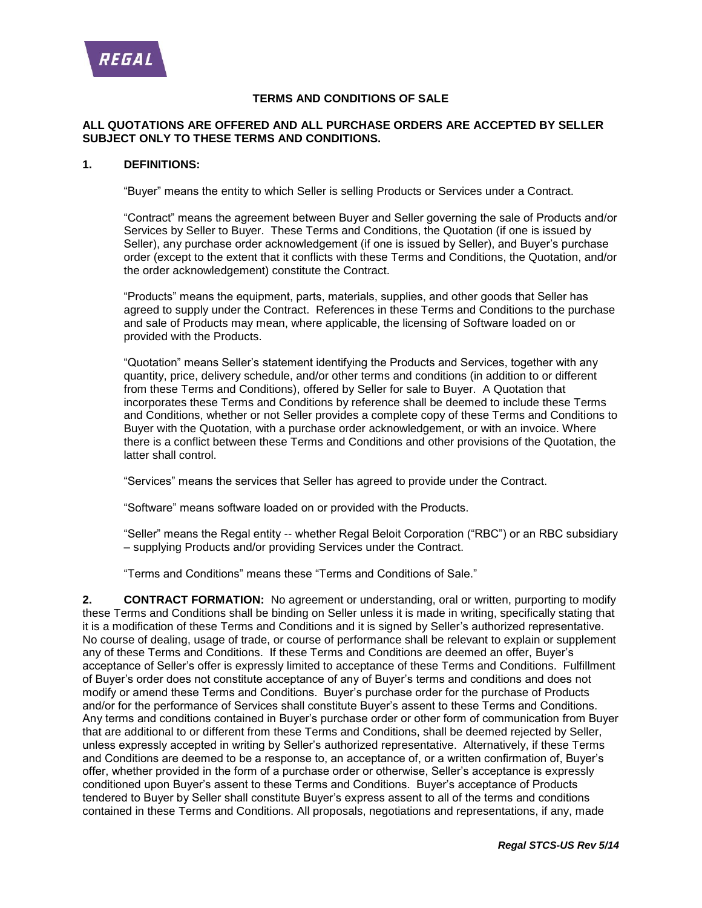# TERMS AND CONDITIONS OF SALE

**ALL QUOTATIONS ARE OFFERED AND ALL PURCHASE ORDERS ARE ACCEPTED BY SELLER SUBJECT ONLY TO THESE TERMS AND CONDITIONS.**

## 1. DEFINITIONS:

"Buyer" means the entity to which Seller is selling Products or Services under a Contract.

"Contract" means the agreement between Buyer and Seller governing the sale of Products and/or Services by Seller to Buyer. These Terms and Conditions, the Quotation (if one is issued by Seller), any purchase order acknowledgement (if one is issued by Seller), and Buyer's purchase order (except to the extent that it conflicts with these Terms and Conditions, the Quotation, and/or the order acknowledgement) constitute the Contract.

"Products" means the equipment, parts, materials, supplies, and other goods that Seller has agreed to supply under the Contract. References in these Terms and Conditions to the purchase and sale of Products may mean, where applicable, the licensing of Software loaded on or provided with the Products.

"Quotation" means Seller's statement identifying the Products and Services, together with any quantity, price, delivery schedule, and/or other terms and conditions (in addition to or different from these Terms and Conditions), offered by Seller for sale to Buyer. A Quotation that incorporates these Terms and Conditions by reference shall be deemed to include these Terms and Conditions, whether or not Seller provides a complete copy of these Terms and Conditions to Buyer with the Quotation, with a purchase order acknowledgement, or with an invoice. Where there is a conflict between these Terms and Conditions and other provisions of the Quotation, the latter shall control.

"Services" means the services that Seller has agreed to provide under the Contract.

"Software" means software loaded on or provided with the Products.

"Seller" means the Regal entity -- whether Regal Beloit Corporation ("RBC") or an RBC subsidiary – supplying Products and/or providing Services under the Contract.

"Terms and Conditions" means these "Terms and Conditions of Sale."

**2. CONTRACT FORMATION:** No agreement or understanding, oral or written, purporting to modify these Terms and Conditions shall be binding on Seller unless it is made in writing, specifically stating that it is a modification of these Terms and Conditions and it is signed by Seller's authorized representative. No course of dealing, usage of trade, or course of performance shall be relevant to explain or supplement any of these Terms and Conditions. If these Terms and Conditions are deemed an offer, Buyer's acceptance of Seller's offer is expressly limited to acceptance of these Terms and Conditions. Fulfillment of Buyer's order does not constitute acceptance of any of Buyer's terms and conditions and does not modify or amend these Terms and Conditions. Buyer's purchase order for the purchase of Products and/or for the performance of Services shall constitute Buyer's assent to these Terms and Conditions. Any terms and conditions contained in Buyer's purchase order or other form of communication from Buyer that are additional to or different from these Terms and Conditions, shall be deemed rejected by Seller, unless expressly accepted in writing by Seller's authorized representative. Alternatively, if these Terms and Conditions are deemed to be a response to, an acceptance of, or a written confirmation of, Buyer's offer, whether provided in the form of a purchase order or otherwise, Seller's acceptance is expressly conditioned upon Buyer's assent to these Terms and Conditions. Buyer's acceptance of Products tendered to Buyer by Seller shall constitute Buyer's express assent to all of the terms and conditions contained in these Terms and Conditions. All proposals, negotiations and representations, if any, made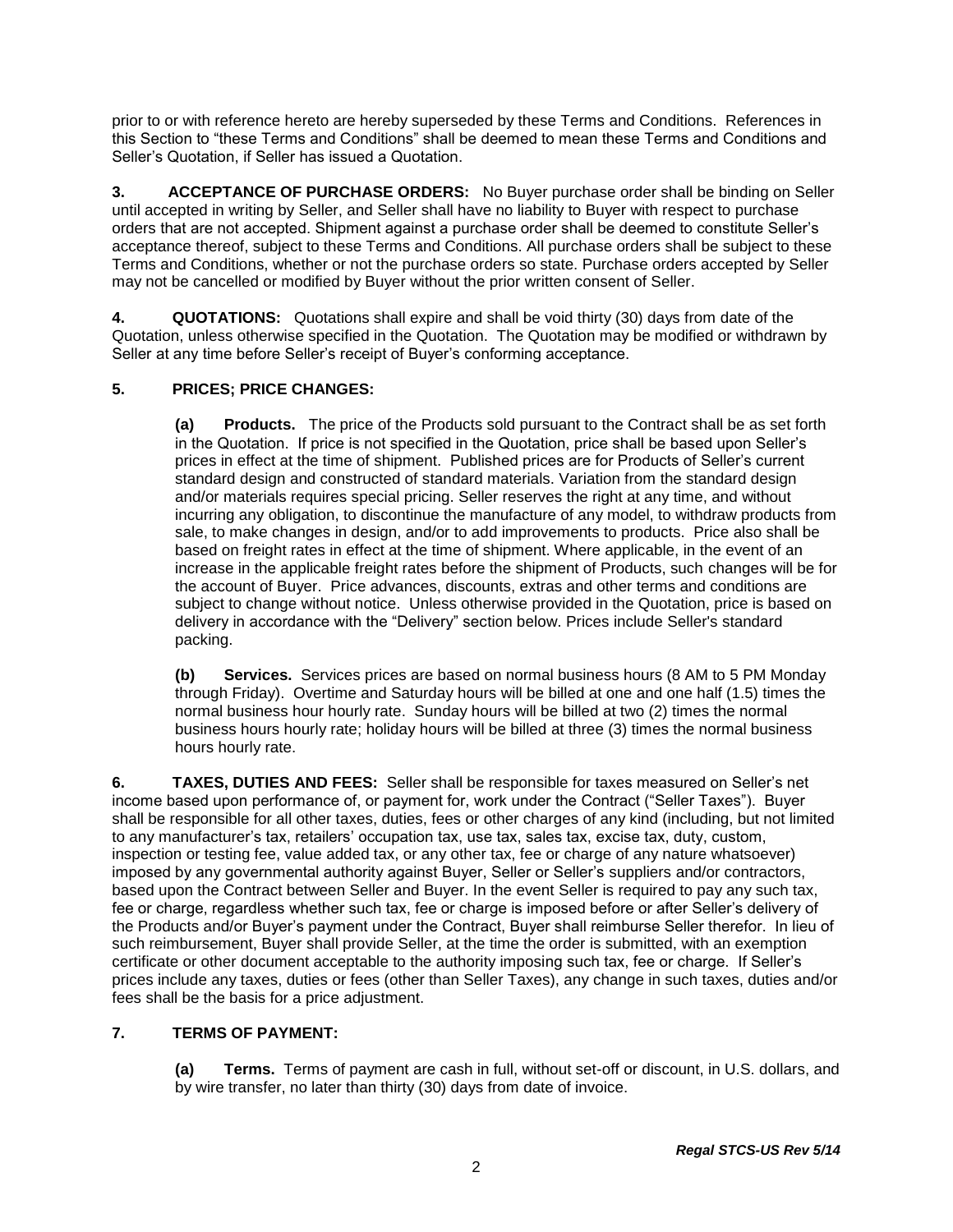prior to or with reference hereto are hereby superseded by these Terms and Conditions. References in this Section to "these Terms and Conditions" shall be deemed to mean these Terms and Conditions and Seller's Quotation, if Seller has issued a Quotation.

**3. ACCEPTANCE OF PURCHASE ORDERS:** No Buyer purchase order shall be binding on Seller until accepted in writing by Seller, and Seller shall have no liability to Buyer with respect to purchase orders that are not accepted. Shipment against a purchase order shall be deemed to constitute Seller's acceptance thereof, subject to these Terms and Conditions. All purchase orders shall be subject to these Terms and Conditions, whether or not the purchase orders so state. Purchase orders accepted by Seller may not be cancelled or modified by Buyer without the prior written consent of Seller.

**4. QUOTATIONS:** Quotations shall expire and shall be void thirty (30) days from date of the Quotation, unless otherwise specified in the Quotation. The Quotation may be modified or withdrawn by Seller at any time before Seller's receipt of Buyer's conforming acceptance.

**5. PRICES; PRICE CHANGES:**

**(a) Products.** The price of the Products sold pursuant to the Contract shall be as set forth in the Quotation. If price is not specified in the Quotation, price shall be based upon Seller's prices in effect at the time of shipment. Published prices are for Products of Seller's current standard design and constructed of standard materials. Variation from the standard design and/or materials requires special pricing. Seller reserves the right at any time, and without incurring any obligation, to discontinue the manufacture of any model, to withdraw products from sale, to make changes in design, and/or to add improvements to products. Price also shall be based on freight rates in effect at the time of shipment. Where applicable, in the event of an increase in the applicable freight rates before the shipment of Products, such changes will be for the account of Buyer. Price advances, discounts, extras and other terms and conditions are subject to change without notice. Unless otherwise provided in the Quotation, price is based on delivery in accordance with the "Delivery" section below. Prices include Seller's standard packing.

**(b) Services.** Services prices are based on normal business hours (8 AM to 5 PM Monday through Friday). Overtime and Saturday hours will be billed at one and one half (1.5) times the normal business hour hourly rate. Sunday hours will be billed at two (2) times the normal business hours hourly rate; holiday hours will be billed at three (3) times the normal business hours hourly rate.

**6. TAXES, DUTIES AND FEES:** Seller shall be responsible for taxes measured on Seller's net income based upon performance of, or payment for, work under the Contract ("Seller Taxes"). Buyer shall be responsible for all other taxes, duties, fees or other charges of any kind (including, but not limited to any manufacturer's tax, retailers' occupation tax, use tax, sales tax, excise tax, duty, custom, inspection or testing fee, value added tax, or any other tax, fee or charge of any nature whatsoever) imposed by any governmental authority against Buyer, Seller or Seller's suppliers and/or contractors, based upon the Contract between Seller and Buyer. In the event Seller is required to pay any such tax, fee or charge, regardless whether such tax, fee or charge is imposed before or after Seller's delivery of the Products and/or Buyer's payment under the Contract, Buyer shall reimburse Seller therefor. In lieu of such reimbursement, Buyer shall provide Seller, at the time the order is submitted, with an exemption certificate or other document acceptable to the authority imposing such tax, fee or charge. If Seller's prices include any taxes, duties or fees (other than Seller Taxes), any change in such taxes, duties and/or fees shall be the basis for a price adjustment.

**7. TERMS OF PAYMENT:**

**(a) Terms.** Terms of payment are cash in full, without set-off or discount, in U.S. dollars, and by wire transfer, no later than thirty (30) days from date of invoice.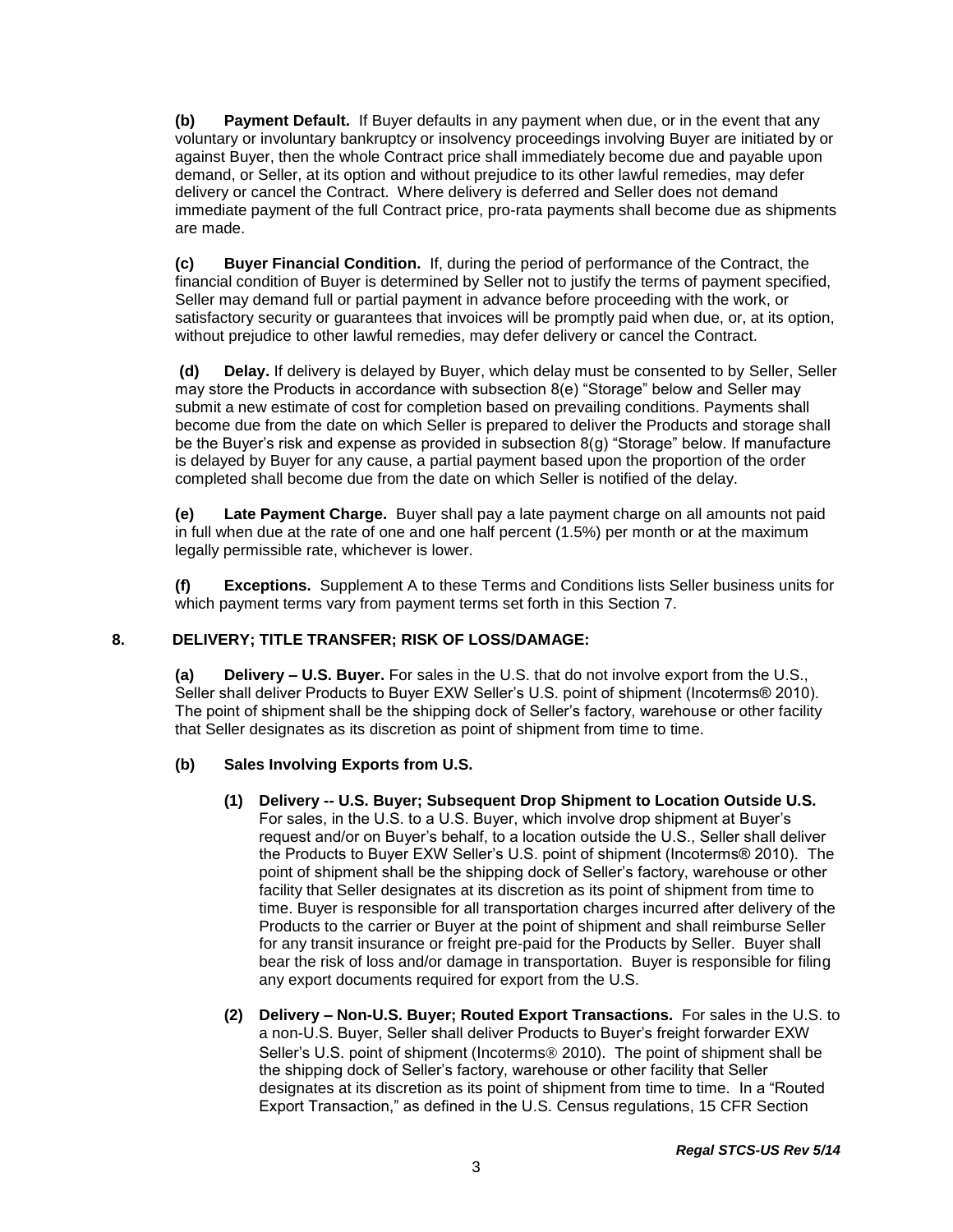**(b) Payment Default.** If Buyer defaults in any payment when due, or in the event that any voluntary or involuntary bankruptcy or insolvency proceedings involving Buyer are initiated by or against Buyer, then the whole Contract price shall immediately become due and payable upon demand, or Seller, at its option and without prejudice to its other lawful remedies, may defer delivery or cancel the Contract. Where delivery is deferred and Seller does not demand immediate payment of the full Contract price, pro-rata payments shall become due as shipments are made.

**(c) Buyer Financial Condition.** If, during the period of performance of the Contract, the financial condition of Buyer is determined by Seller not to justify the terms of payment specified, Seller may demand full or partial payment in advance before proceeding with the work, or satisfactory security or guarantees that invoices will be promptly paid when due, or, at its option, without prejudice to other lawful remedies, may defer delivery or cancel the Contract.

**(d) Delay.** If delivery is delayed by Buyer, which delay must be consented to by Seller, Seller may store the Products in accordance with subsection 8(e) "Storage" below and Seller may submit a new estimate of cost for completion based on prevailing conditions. Payments shall become due from the date on which Seller is prepared to deliver the Products and storage shall be the Buyer's risk and expense as provided in subsection 8(g) "Storage" below. If manufacture is delayed by Buyer for any cause, a partial payment based upon the proportion of the order completed shall become due from the date on which Seller is notified of the delay.

**(e) Late Payment Charge.** Buyer shall pay a late payment charge on all amounts not paid in full when due at the rate of one and one half percent (1.5%) per month or at the maximum legally permissible rate, whichever is lower.

**(f) Exceptions.** Supplement A to these Terms and Conditions lists Seller business units for which payment terms vary from payment terms set forth in this Section 7.

## 8. DELIVERY; TITLE TRANSFER; RISK OF LOSS/DAMAGE:

**(a) Delivery – U.S. Buyer.** For sales in the U.S. that do not involve export from the U.S., Seller shall deliver Products to Buyer EXW Seller's U.S. point of shipment (Incoterms® 2010). The point of shipment shall be the shipping dock of Seller's factory, warehouse or other facility that Seller designates as its discretion as point of shipment from time to time.

**(b) Sales Involving Exports from U.S.**

**(1) Delivery -- U.S. Buyer; Subsequent Drop Shipment to Location Outside U.S.** For sales, in the U.S. to a U.S. Buyer, which involve drop shipment at Buyer's request and/or on Buyer's behalf, to a location outside the U.S., Seller shall deliver the Products to Buyer EXW Seller's U.S. point of shipment (Incoterms® 2010). The point of shipment shall be the shipping dock of Seller's factory, warehouse or other facility that Seller designates at its discretion as its point of shipment from time to time. Buyer is responsible for all transportation charges incurred after delivery of the Products to the carrier or Buyer at the point of shipment and shall reimburse Seller for any transit insurance or freight pre-paid for the Products by Seller. Buyer shall bear the risk of loss and/or damage in transportation. Buyer is responsible for filing any export documents required for export from the U.S.

**(2) Delivery – Non-U.S. Buyer; Routed Export Transactions.** For sales in the U.S. to a non-U.S. Buyer, Seller shall deliver Products to Buyer's freight forwarder EXW Seller's U.S. point of shipment (Incoterms® 2010). The point of shipment shall be the shipping dock of Seller's factory, warehouse or other facility that Seller designates at its discretion as its point of shipment from time to time. In a "Routed Export Transaction," as defined in the U.S. Census regulations, 15 CFR Section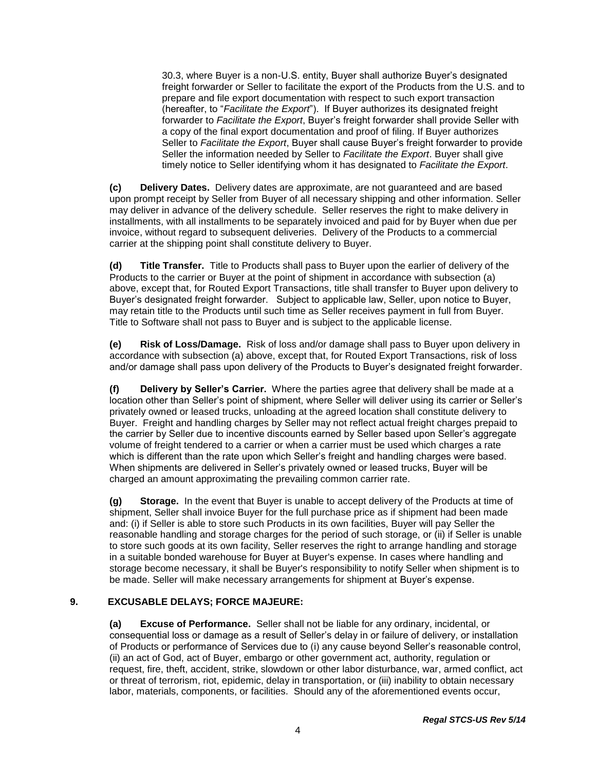30.3, where Buyer is a non-U.S. entity, Buyer shall authorize Buyer's designated freight forwarder or Seller to facilitate the export of the Products from the U.S. and to prepare and file export documentation with respect to such export transaction (hereafter, to "*Facilitate the Export*"). If Buyer authorizes its designated freight forwarder to *Facilitate the Export*, Buyer's freight forwarder shall provide Seller with a copy of the final export documentation and proof of filing. If Buyer authorizes Seller to *Facilitate the Export*, Buyer shall cause Buyer's freight forwarder to provide Seller the information needed by Seller to *Facilitate the Export*. Buyer shall give timely notice to Seller identifying whom it has designated to *Facilitate the Export*.

**(c) Delivery Dates.** Delivery dates are approximate, are not guaranteed and are based upon prompt receipt by Seller from Buyer of all necessary shipping and other information. Seller may deliver in advance of the delivery schedule. Seller reserves the right to make delivery in installments, with all installments to be separately invoiced and paid for by Buyer when due per invoice, without regard to subsequent deliveries. Delivery of the Products to a commercial carrier at the shipping point shall constitute delivery to Buyer.

**(d) Title Transfer.** Title to Products shall pass to Buyer upon the earlier of delivery of the Products to the carrier or Buyer at the point of shipment in accordance with subsection (a) above, except that, for Routed Export Transactions, title shall transfer to Buyer upon delivery to Buyer's designated freight forwarder. Subject to applicable law, Seller, upon notice to Buyer, may retain title to the Products until such time as Seller receives payment in full from Buyer. Title to Software shall not pass to Buyer and is subject to the applicable license.

**(e) Risk of Loss/Damage.** Risk of loss and/or damage shall pass to Buyer upon delivery in accordance with subsection (a) above, except that, for Routed Export Transactions, risk of loss and/or damage shall pass upon delivery of the Products to Buyer's designated freight forwarder.

**(f) Delivery by Seller's Carrier.** Where the parties agree that delivery shall be made at a location other than Seller's point of shipment, where Seller will deliver using its carrier or Seller's privately owned or leased trucks, unloading at the agreed location shall constitute delivery to Buyer. Freight and handling charges by Seller may not reflect actual freight charges prepaid to the carrier by Seller due to incentive discounts earned by Seller based upon Seller's aggregate volume of freight tendered to a carrier or when a carrier must be used which charges a rate which is different than the rate upon which Seller's freight and handling charges were based. When shipments are delivered in Seller's privately owned or leased trucks, Buyer will be charged an amount approximating the prevailing common carrier rate.

**(g) Storage.** In the event that Buyer is unable to accept delivery of the Products at time of shipment, Seller shall invoice Buyer for the full purchase price as if shipment had been made and: (i) if Seller is able to store such Products in its own facilities, Buyer will pay Seller the reasonable handling and storage charges for the period of such storage, or (ii) if Seller is unable to store such goods at its own facility, Seller reserves the right to arrange handling and storage in a suitable bonded warehouse for Buyer at Buyer's expense. In cases where handling and storage become necessary, it shall be Buyer's responsibility to notify Seller when shipment is to be made. Seller will make necessary arrangements for shipment at Buyer's expense.

## 9. EXCUSABLE DELAYS; FORCE MAJEURE:

**(a) Excuse of Performance.** Seller shall not be liable for any ordinary, incidental, or consequential loss or damage as a result of Seller's delay in or failure of delivery, or installation of Products or performance of Services due to (i) any cause beyond Seller's reasonable control, (ii) an act of God, act of Buyer, embargo or other government act, authority, regulation or request, fire, theft, accident, strike, slowdown or other labor disturbance, war, armed conflict, act or threat of terrorism, riot, epidemic, delay in transportation, or (iii) inability to obtain necessary labor, materials, components, or facilities. Should any of the aforementioned events occur,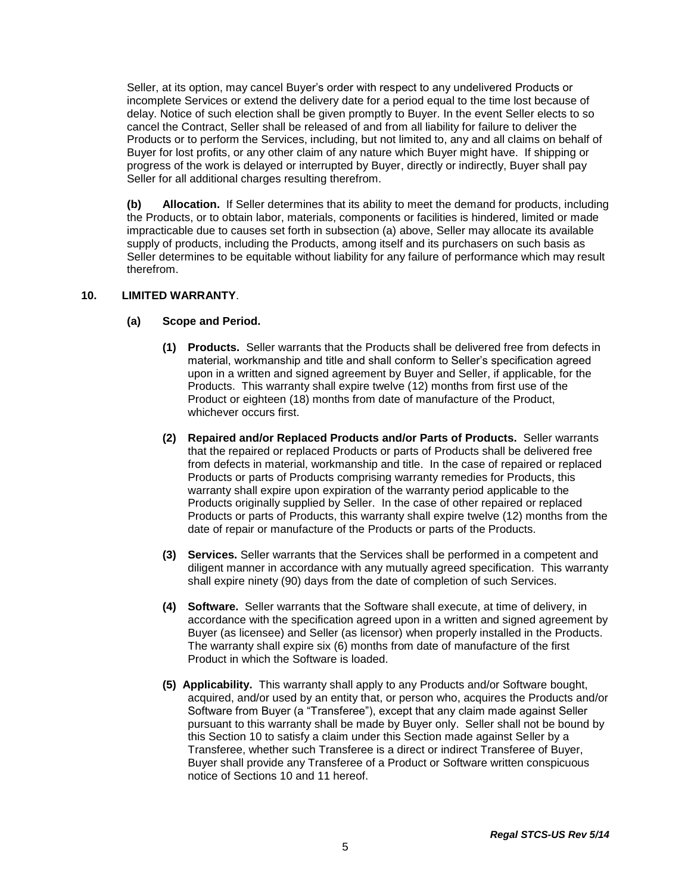Seller, at its option, may cancel Buyer's order with respect to any undelivered Products or incomplete Services or extend the delivery date for a period equal to the time lost because of delay. Notice of such election shall be given promptly to Buyer. In the event Seller elects to so cancel the Contract, Seller shall be released of and from all liability for failure to deliver the Products or to perform the Services, including, but not limited to, any and all claims on behalf of Buyer for lost profits, or any other claim of any nature which Buyer might have. If shipping or progress of the work is delayed or interrupted by Buyer, directly or indirectly, Buyer shall pay Seller for all additional charges resulting therefrom.

**(b) Allocation.** If Seller determines that its ability to meet the demand for products, including the Products, or to obtain labor, materials, components or facilities is hindered, limited or made impracticable due to causes set forth in subsection (a) above, Seller may allocate its available supply of products, including the Products, among itself and its purchasers on such basis as Seller determines to be equitable without liability for any failure of performance which may result therefrom.

**10. LIMITED WARRANTY**.

**(a) Scope and Period.**

**(1) Products.** Seller warrants that the Products shall be delivered free from defects in material, workmanship and title and shall conform to Seller's specification agreed upon in a written and signed agreement by Buyer and Seller, if applicable, for the Products. This warranty shall expire twelve (12) months from first use of the Product or eighteen (18) months from date of manufacture of the Product, whichever occurs first.

**(2) Repaired and/or Replaced Products and/or Parts of Products.** Seller warrants that the repaired or replaced Products or parts of Products shall be delivered free from defects in material, workmanship and title. In the case of repaired or replaced Products or parts of Products comprising warranty remedies for Products, this warranty shall expire upon expiration of the warranty period applicable to the Products originally supplied by Seller. In the case of other repaired or replaced Products or parts of Products, this warranty shall expire twelve (12) months from the date of repair or manufacture of the Products or parts of the Products.

**(3) Services.** Seller warrants that the Services shall be performed in a competent and diligent manner in accordance with any mutually agreed specification. This warranty shall expire ninety (90) days from the date of completion of such Services.

**(4) Software.** Seller warrants that the Software shall execute, at time of delivery, in accordance with the specification agreed upon in a written and signed agreement by Buyer (as licensee) and Seller (as licensor) when properly installed in the Products. The warranty shall expire six (6) months from date of manufacture of the first Product in which the Software is loaded.

**(5) Applicability.** This warranty shall apply to any Products and/or Software bought, acquired, and/or used by an entity that, or person who, acquires the Products and/or Software from Buyer (a "Transferee"), except that any claim made against Seller pursuant to this warranty shall be made by Buyer only. Seller shall not be bound by this Section 10 to satisfy a claim under this Section made against Seller by a Transferee, whether such Transferee is a direct or indirect Transferee of Buyer, Buyer shall provide any Transferee of a Product or Software written conspicuous notice of Sections 10 and 11 hereof.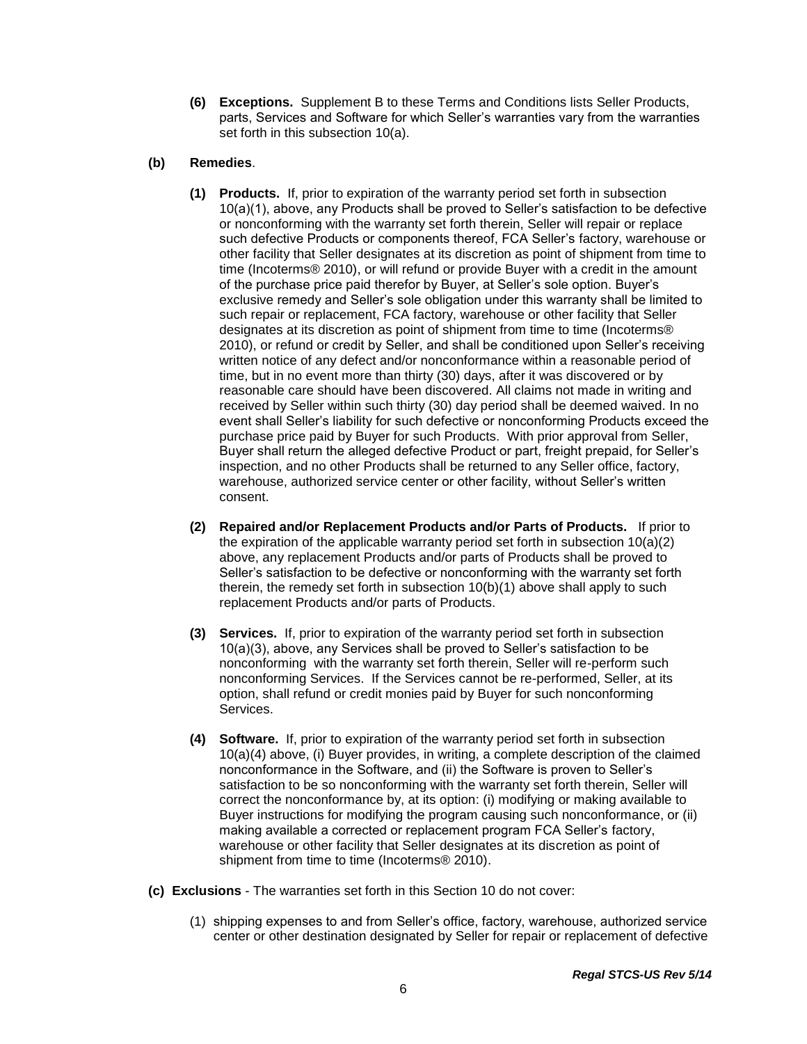**(6) Exceptions.** Supplement B to these Terms and Conditions lists Seller Products, parts, Services and Software for which Seller's warranties vary from the warranties set forth in this subsection 10(a).

**(b) Remedies**.

**(1) Products.** If, prior to expiration of the warranty period set forth in subsection 10(a)(1), above, any Products shall be proved to Seller's satisfaction to be defective or nonconforming with the warranty set forth therein, Seller will repair or replace such defective Products or components thereof, FCA Seller's factory, warehouse or other facility that Seller designates at its discretion as point of shipment from time to time (Incoterms® 2010), or will refund or provide Buyer with a credit in the amount of the purchase price paid therefor by Buyer, at Seller's sole option. Buyer's exclusive remedy and Seller's sole obligation under this warranty shall be limited to such repair or replacement, FCA factory, warehouse or other facility that Seller designates at its discretion as point of shipment from time to time (Incoterms® 2010), or refund or credit by Seller, and shall be conditioned upon Seller's receiving written notice of any defect and/or nonconformance within a reasonable period of time, but in no event more than thirty (30) days, after it was discovered or by reasonable care should have been discovered. All claims not made in writing and received by Seller within such thirty (30) day period shall be deemed waived. In no event shall Seller's liability for such defective or nonconforming Products exceed the purchase price paid by Buyer for such Products. With prior approval from Seller, Buyer shall return the alleged defective Product or part, freight prepaid, for Seller's inspection, and no other Products shall be returned to any Seller office, factory, warehouse, authorized service center or other facility, without Seller's written consent.

**(2) Repaired and/or Replacement Products and/or Parts of Products.** If prior to the expiration of the applicable warranty period set forth in subsection 10(a)(2) above, any replacement Products and/or parts of Products shall be proved to Seller's satisfaction to be defective or nonconforming with the warranty set forth therein, the remedy set forth in subsection 10(b)(1) above shall apply to such replacement Products and/or parts of Products.

**(3) Services.** If, prior to expiration of the warranty period set forth in subsection 10(a)(3), above, any Services shall be proved to Seller's satisfaction to be nonconforming with the warranty set forth therein, Seller will re-perform such nonconforming Services. If the Services cannot be re-performed, Seller, at its option, shall refund or credit monies paid by Buyer for such nonconforming Services.

**(4) Software.** If, prior to expiration of the warranty period set forth in subsection 10(a)(4) above, (i) Buyer provides, in writing, a complete description of the claimed nonconformance in the Software, and (ii) the Software is proven to Seller's satisfaction to be so nonconforming with the warranty set forth therein, Seller will correct the nonconformance by, at its option: (i) modifying or making available to Buyer instructions for modifying the program causing such nonconformance, or (ii) making available a corrected or replacement program FCA Seller's factory, warehouse or other facility that Seller designates at its discretion as point of shipment from time to time (Incoterms® 2010).

**(c) Exclusions** - The warranties set forth in this Section 10 do not cover:

(1) shipping expenses to and from Seller's office, factory, warehouse, authorized service center or other destination designated by Seller for repair or replacement of defective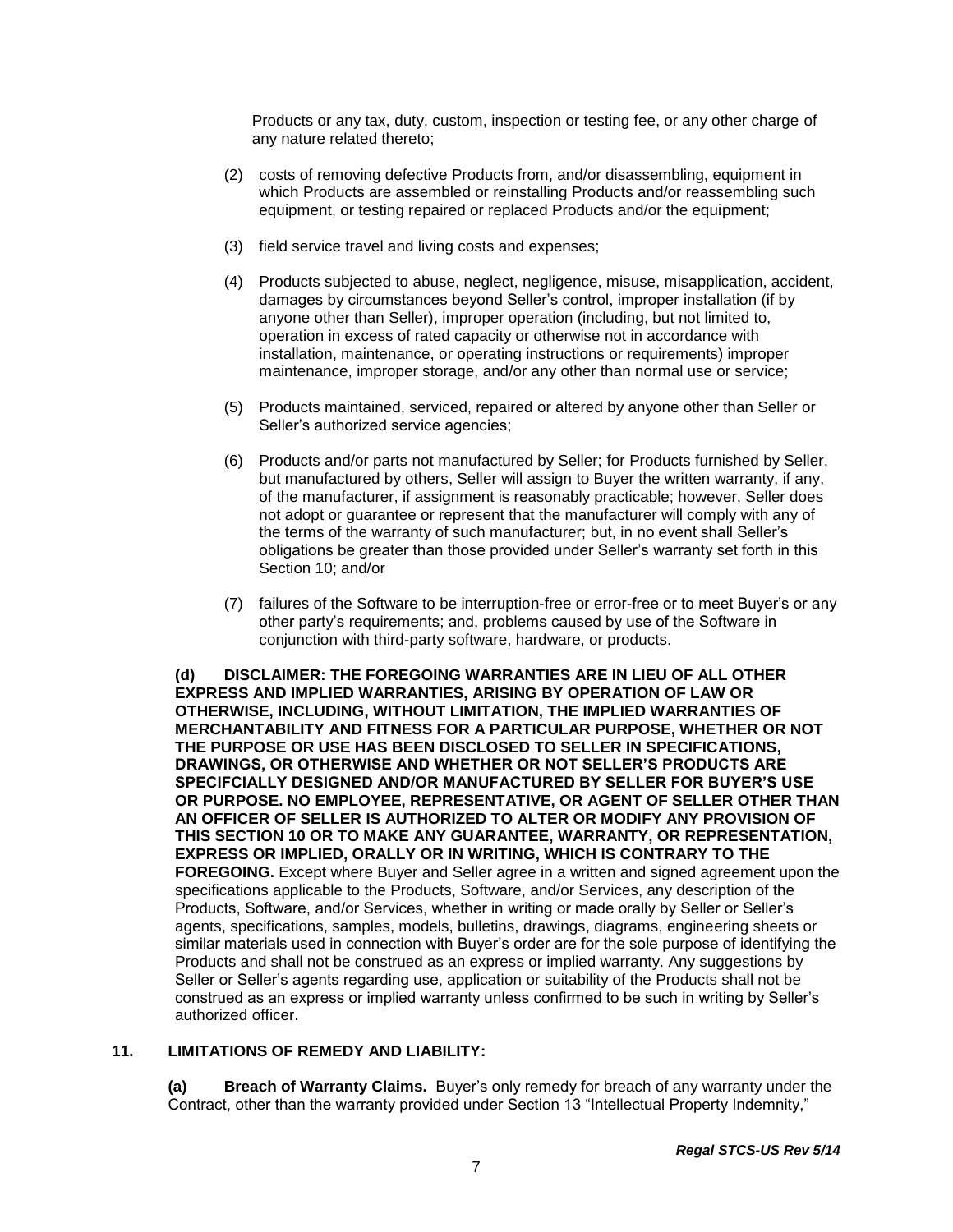Products or any tax, duty, custom, inspection or testing fee, or any other charge of any nature related thereto;

(2) costs of removing defective Products from, and/or disassembling, equipment in which Products are assembled or reinstalling Products and/or reassembling such equipment, or testing repaired or replaced Products and/or the equipment;

(3) field service travel and living costs and expenses;

(4) Products subjected to abuse, neglect, negligence, misuse, misapplication, accident, damages by circumstances beyond Seller's control, improper installation (if by anyone other than Seller), improper operation (including, but not limited to, operation in excess of rated capacity or otherwise not in accordance with installation, maintenance, or operating instructions or requirements) improper maintenance, improper storage, and/or any other than normal use or service;

(5) Products maintained, serviced, repaired or altered by anyone other than Seller or Seller's authorized service agencies;

(6) Products and/or parts not manufactured by Seller; for Products furnished by Seller, but manufactured by others, Seller will assign to Buyer the written warranty, if any, of the manufacturer, if assignment is reasonably practicable; however, Seller does not adopt or guarantee or represent that the manufacturer will comply with any of the terms of the warranty of such manufacturer; but, in no event shall Seller's obligations be greater than those provided under Seller's warranty set forth in this Section 10; and/or

(7) failures of the Software to be interruption-free or error-free or to meet Buyer's or any other party's requirements; and, problems caused by use of the Software in conjunction with third-party software, hardware, or products.

**(d) DISCLAIMER: THE FOREGOING WARRANTIES ARE IN LIEU OF ALL OTHER EXPRESS AND IMPLIED WARRANTIES, ARISING BY OPERATION OF LAW OR OTHERWISE, INCLUDING, WITHOUT LIMITATION, THE IMPLIED WARRANTIES OF MERCHANTABILITY AND FITNESS FOR A PARTICULAR PURPOSE, WHETHER OR NOT THE PURPOSE OR USE HAS BEEN DISCLOSED TO SELLER IN SPECIFICATIONS, DRAWINGS, OR OTHERWISE AND WHETHER OR NOT SELLER'S PRODUCTS ARE SPECIFCIALLY DESIGNED AND/OR MANUFACTURED BY SELLER FOR BUYER'S USE OR PURPOSE. NO EMPLOYEE, REPRESENTATIVE, OR AGENT OF SELLER OTHER THAN AN OFFICER OF SELLER IS AUTHORIZED TO ALTER OR MODIFY ANY PROVISION OF THIS SECTION 10 OR TO MAKE ANY GUARANTEE, WARRANTY, OR REPRESENTATION, EXPRESS OR IMPLIED, ORALLY OR IN WRITING, WHICH IS CONTRARY TO THE FOREGOING.** Except where Buyer and Seller agree in a written and signed agreement upon the specifications applicable to the Products, Software, and/or Services, any description of the Products, Software, and/or Services, whether in writing or made orally by Seller or Seller's agents, specifications, samples, models, bulletins, drawings, diagrams, engineering sheets or similar materials used in connection with Buyer's order are for the sole purpose of identifying the Products and shall not be construed as an express or implied warranty. Any suggestions by Seller or Seller's agents regarding use, application or suitability of the Products shall not be construed as an express or implied warranty unless confirmed to be such in writing by Seller's authorized officer.

## 11. LIMITATIONS OF REMEDY AND LIABILITY:

**(a) Breach of Warranty Claims.** Buyer's only remedy for breach of any warranty under the Contract, other than the warranty provided under Section 13 "Intellectual Property Indemnity,"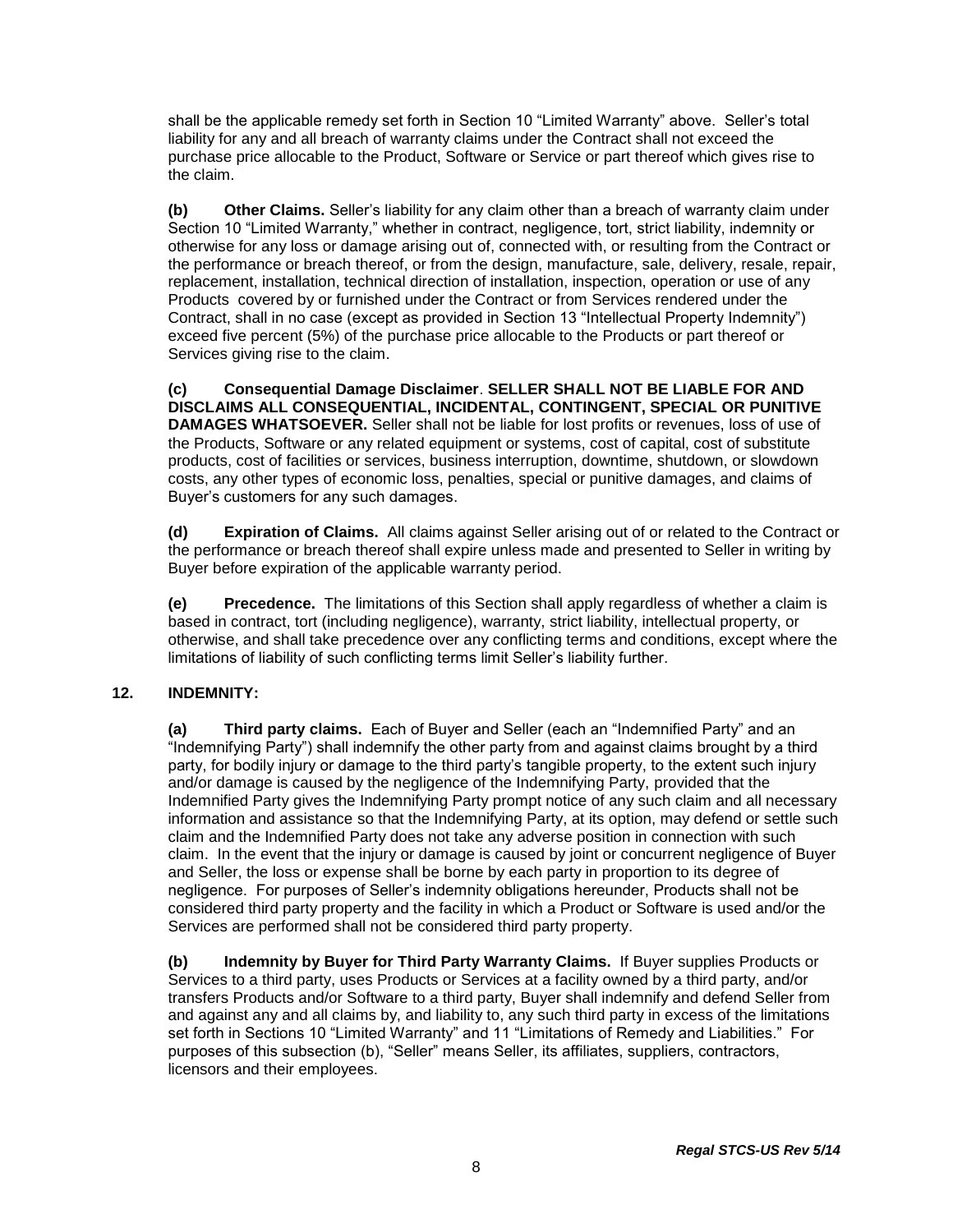shall be the applicable remedy set forth in Section 10 "Limited Warranty" above. Seller's total liability for any and all breach of warranty claims under the Contract shall not exceed the purchase price allocable to the Product, Software or Service or part thereof which gives rise to the claim.

**(b) Other Claims.** Seller's liability for any claim other than a breach of warranty claim under Section 10 "Limited Warranty," whether in contract, negligence, tort, strict liability, indemnity or otherwise for any loss or damage arising out of, connected with, or resulting from the Contract or the performance or breach thereof, or from the design, manufacture, sale, delivery, resale, repair, replacement, installation, technical direction of installation, inspection, operation or use of any Products covered by or furnished under the Contract or from Services rendered under the Contract, shall in no case (except as provided in Section 13 "Intellectual Property Indemnity") exceed five percent (5%) of the purchase price allocable to the Products or part thereof or Services giving rise to the claim.

**(c) Consequential Damage Disclaimer**. **SELLER SHALL NOT BE LIABLE FOR AND DISCLAIMS ALL CONSEQUENTIAL, INCIDENTAL, CONTINGENT, SPECIAL OR PUNITIVE DAMAGES WHATSOEVER.** Seller shall not be liable for lost profits or revenues, loss of use of the Products, Software or any related equipment or systems, cost of capital, cost of substitute products, cost of facilities or services, business interruption, downtime, shutdown, or slowdown costs, any other types of economic loss, penalties, special or punitive damages, and claims of Buyer's customers for any such damages.

**(d) Expiration of Claims.** All claims against Seller arising out of or related to the Contract or the performance or breach thereof shall expire unless made and presented to Seller in writing by Buyer before expiration of the applicable warranty period.

**(e) Precedence.** The limitations of this Section shall apply regardless of whether a claim is based in contract, tort (including negligence), warranty, strict liability, intellectual property, or otherwise, and shall take precedence over any conflicting terms and conditions, except where the limitations of liability of such conflicting terms limit Seller's liability further.

## 12. INDEMNITY:

**(a) Third party claims.** Each of Buyer and Seller (each an "Indemnified Party" and an "Indemnifying Party") shall indemnify the other party from and against claims brought by a third party, for bodily injury or damage to the third party's tangible property, to the extent such injury and/or damage is caused by the negligence of the Indemnifying Party, provided that the Indemnified Party gives the Indemnifying Party prompt notice of any such claim and all necessary information and assistance so that the Indemnifying Party, at its option, may defend or settle such claim and the Indemnified Party does not take any adverse position in connection with such claim. In the event that the injury or damage is caused by joint or concurrent negligence of Buyer and Seller, the loss or expense shall be borne by each party in proportion to its degree of negligence. For purposes of Seller's indemnity obligations hereunder, Products shall not be considered third party property and the facility in which a Product or Software is used and/or the Services are performed shall not be considered third party property.

**(b) Indemnity by Buyer for Third Party Warranty Claims.** If Buyer supplies Products or Services to a third party, uses Products or Services at a facility owned by a third party, and/or transfers Products and/or Software to a third party, Buyer shall indemnify and defend Seller from and against any and all claims by, and liability to, any such third party in excess of the limitations set forth in Sections 10 "Limited Warranty" and 11 "Limitations of Remedy and Liabilities." For purposes of this subsection (b), "Seller" means Seller, its affiliates, suppliers, contractors, licensors and their employees.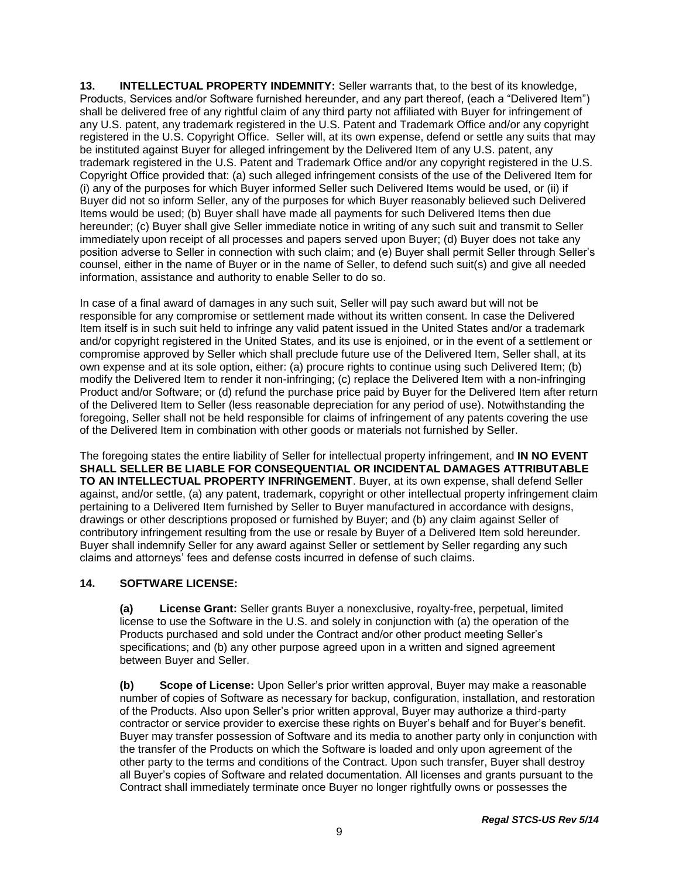**13. INTELLECTUAL PROPERTY INDEMNITY:** Seller warrants that, to the best of its knowledge, Products, Services and/or Software furnished hereunder, and any part thereof, (each a "Delivered Item") shall be delivered free of any rightful claim of any third party not affiliated with Buyer for infringement of any U.S. patent, any trademark registered in the U.S. Patent and Trademark Office and/or any copyright registered in the U.S. Copyright Office. Seller will, at its own expense, defend or settle any suits that may be instituted against Buyer for alleged infringement by the Delivered Item of any U.S. patent, any trademark registered in the U.S. Patent and Trademark Office and/or any copyright registered in the U.S. Copyright Office provided that: (a) such alleged infringement consists of the use of the Delivered Item for (i) any of the purposes for which Buyer informed Seller such Delivered Items would be used, or (ii) if Buyer did not so inform Seller, any of the purposes for which Buyer reasonably believed such Delivered Items would be used; (b) Buyer shall have made all payments for such Delivered Items then due hereunder; (c) Buyer shall give Seller immediate notice in writing of any such suit and transmit to Seller immediately upon receipt of all processes and papers served upon Buyer; (d) Buyer does not take any position adverse to Seller in connection with such claim; and (e) Buyer shall permit Seller through Seller's counsel, either in the name of Buyer or in the name of Seller, to defend such suit(s) and give all needed information, assistance and authority to enable Seller to do so.

In case of a final award of damages in any such suit, Seller will pay such award but will not be responsible for any compromise or settlement made without its written consent. In case the Delivered Item itself is in such suit held to infringe any valid patent issued in the United States and/or a trademark and/or copyright registered in the United States, and its use is enjoined, or in the event of a settlement or compromise approved by Seller which shall preclude future use of the Delivered Item, Seller shall, at its own expense and at its sole option, either: (a) procure rights to continue using such Delivered Item; (b) modify the Delivered Item to render it non-infringing; (c) replace the Delivered Item with a non-infringing Product and/or Software; or (d) refund the purchase price paid by Buyer for the Delivered Item after return of the Delivered Item to Seller (less reasonable depreciation for any period of use). Notwithstanding the foregoing, Seller shall not be held responsible for claims of infringement of any patents covering the use of the Delivered Item in combination with other goods or materials not furnished by Seller.

The foregoing states the entire liability of Seller for intellectual property infringement, and **IN NO EVENT SHALL SELLER BE LIABLE FOR CONSEQUENTIAL OR INCIDENTAL DAMAGES ATTRIBUTABLE TO AN INTELLECTUAL PROPERTY INFRINGEMENT**. Buyer, at its own expense, shall defend Seller against, and/or settle, (a) any patent, trademark, copyright or other intellectual property infringement claim pertaining to a Delivered Item furnished by Seller to Buyer manufactured in accordance with designs, drawings or other descriptions proposed or furnished by Buyer; and (b) any claim against Seller of contributory infringement resulting from the use or resale by Buyer of a Delivered Item sold hereunder. Buyer shall indemnify Seller for any award against Seller or settlement by Seller regarding any such claims and attorneys' fees and defense costs incurred in defense of such claims.

**14. SOFTWARE LICENSE:**

**(a) License Grant:** Seller grants Buyer a nonexclusive, royalty-free, perpetual, limited license to use the Software in the U.S. and solely in conjunction with (a) the operation of the Products purchased and sold under the Contract and/or other product meeting Seller's specifications; and (b) any other purpose agreed upon in a written and signed agreement between Buyer and Seller.

**(b) Scope of License:** Upon Seller's prior written approval, Buyer may make a reasonable number of copies of Software as necessary for backup, configuration, installation, and restoration of the Products. Also upon Seller's prior written approval, Buyer may authorize a third-party contractor or service provider to exercise these rights on Buyer's behalf and for Buyer's benefit. Buyer may transfer possession of Software and its media to another party only in conjunction with the transfer of the Products on which the Software is loaded and only upon agreement of the other party to the terms and conditions of the Contract. Upon such transfer, Buyer shall destroy all Buyer's copies of Software and related documentation. All licenses and grants pursuant to the Contract shall immediately terminate once Buyer no longer rightfully owns or possesses the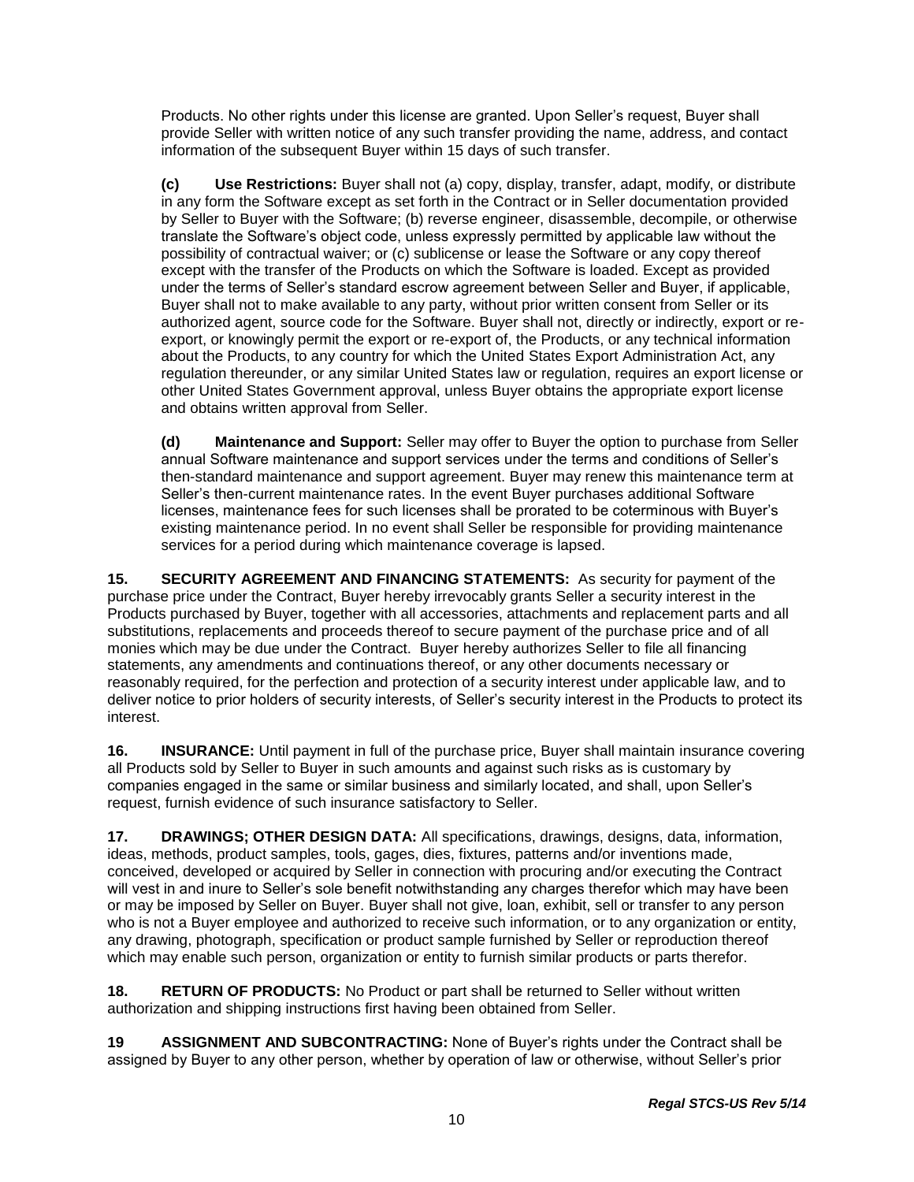Products. No other rights under this license are granted. Upon Seller's request, Buyer shall provide Seller with written notice of any such transfer providing the name, address, and contact information of the subsequent Buyer within 15 days of such transfer.

**(c) Use Restrictions:** Buyer shall not (a) copy, display, transfer, adapt, modify, or distribute in any form the Software except as set forth in the Contract or in Seller documentation provided by Seller to Buyer with the Software; (b) reverse engineer, disassemble, decompile, or otherwise translate the Software's object code, unless expressly permitted by applicable law without the possibility of contractual waiver; or (c) sublicense or lease the Software or any copy thereof except with the transfer of the Products on which the Software is loaded. Except as provided under the terms of Seller's standard escrow agreement between Seller and Buyer, if applicable, Buyer shall not to make available to any party, without prior written consent from Seller or its authorized agent, source code for the Software. Buyer shall not, directly or indirectly, export or re-export, or knowingly permit the export or re-export of, the Products, or any technical information about the Products, to any country for which the United States Export Administration Act, any regulation thereunder, or any similar United States law or regulation, requires an export license or other United States Government approval, unless Buyer obtains the appropriate export license and obtains written approval from Seller.

**(d) Maintenance and Support:** Seller may offer to Buyer the option to purchase from Seller annual Software maintenance and support services under the terms and conditions of Seller's then-standard maintenance and support agreement. Buyer may renew this maintenance term at Seller's then-current maintenance rates. In the event Buyer purchases additional Software licenses, maintenance fees for such licenses shall be prorated to be coterminous with Buyer's existing maintenance period. In no event shall Seller be responsible for providing maintenance services for a period during which maintenance coverage is lapsed.

**15. SECURITY AGREEMENT AND FINANCING STATEMENTS:** As security for payment of the purchase price under the Contract, Buyer hereby irrevocably grants Seller a security interest in the Products purchased by Buyer, together with all accessories, attachments and replacement parts and all substitutions, replacements and proceeds thereof to secure payment of the purchase price and of all monies which may be due under the Contract. Buyer hereby authorizes Seller to file all financing statements, any amendments and continuations thereof, or any other documents necessary or reasonably required, for the perfection and protection of a security interest under applicable law, and to deliver notice to prior holders of security interests, of Seller's security interest in the Products to protect its interest.

**16. INSURANCE:** Until payment in full of the purchase price, Buyer shall maintain insurance covering all Products sold by Seller to Buyer in such amounts and against such risks as is customary by companies engaged in the same or similar business and similarly located, and shall, upon Seller's request, furnish evidence of such insurance satisfactory to Seller.

**17. DRAWINGS; OTHER DESIGN DATA:** All specifications, drawings, designs, data, information, ideas, methods, product samples, tools, gages, dies, fixtures, patterns and/or inventions made, conceived, developed or acquired by Seller in connection with procuring and/or executing the Contract will vest in and inure to Seller's sole benefit notwithstanding any charges therefor which may have been or may be imposed by Seller on Buyer. Buyer shall not give, loan, exhibit, sell or transfer to any person who is not a Buyer employee and authorized to receive such information, or to any organization or entity, any drawing, photograph, specification or product sample furnished by Seller or reproduction thereof which may enable such person, organization or entity to furnish similar products or parts therefor.

**18. RETURN OF PRODUCTS:** No Product or part shall be returned to Seller without written authorization and shipping instructions first having been obtained from Seller.

**19 ASSIGNMENT AND SUBCONTRACTING:** None of Buyer's rights under the Contract shall be assigned by Buyer to any other person, whether by operation of law or otherwise, without Seller's prior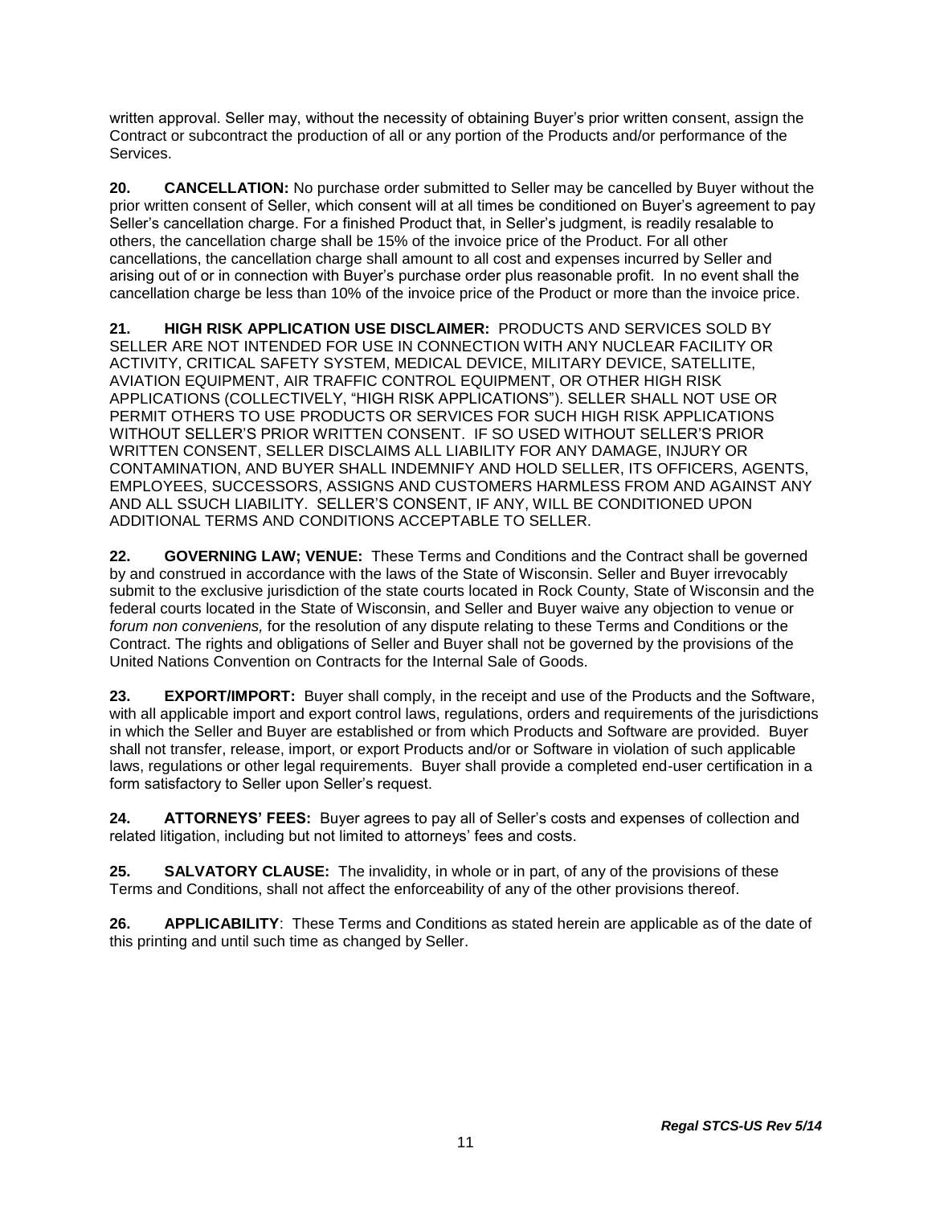written approval. Seller may, without the necessity of obtaining Buyer's prior written consent, assign the Contract or subcontract the production of all or any portion of the Products and/or performance of the Services.

**20. CANCELLATION:** No purchase order submitted to Seller may be cancelled by Buyer without the prior written consent of Seller, which consent will at all times be conditioned on Buyer's agreement to pay Seller's cancellation charge. For a finished Product that, in Seller's judgment, is readily resalable to others, the cancellation charge shall be 15% of the invoice price of the Product. For all other cancellations, the cancellation charge shall amount to all cost and expenses incurred by Seller and arising out of or in connection with Buyer's purchase order plus reasonable profit. In no event shall the cancellation charge be less than 10% of the invoice price of the Product or more than the invoice price.

**21. HIGH RISK APPLICATION USE DISCLAIMER:** PRODUCTS AND SERVICES SOLD BY SELLER ARE NOT INTENDED FOR USE IN CONNECTION WITH ANY NUCLEAR FACILITY OR ACTIVITY, CRITICAL SAFETY SYSTEM, MEDICAL DEVICE, MILITARY DEVICE, SATELLITE, AVIATION EQUIPMENT, AIR TRAFFIC CONTROL EQUIPMENT, OR OTHER HIGH RISK APPLICATIONS (COLLECTIVELY, "HIGH RISK APPLICATIONS"). SELLER SHALL NOT USE OR PERMIT OTHERS TO USE PRODUCTS OR SERVICES FOR SUCH HIGH RISK APPLICATIONS WITHOUT SELLER'S PRIOR WRITTEN CONSENT. IF SO USED WITHOUT SELLER'S PRIOR WRITTEN CONSENT, SELLER DISCLAIMS ALL LIABILITY FOR ANY DAMAGE, INJURY OR CONTAMINATION, AND BUYER SHALL INDEMNIFY AND HOLD SELLER, ITS OFFICERS, AGENTS, EMPLOYEES, SUCCESSORS, ASSIGNS AND CUSTOMERS HARMLESS FROM AND AGAINST ANY AND ALL SSUCH LIABILITY. SELLER'S CONSENT, IF ANY, WILL BE CONDITIONED UPON ADDITIONAL TERMS AND CONDITIONS ACCEPTABLE TO SELLER.

**22. GOVERNING LAW; VENUE:** These Terms and Conditions and the Contract shall be governed by and construed in accordance with the laws of the State of Wisconsin. Seller and Buyer irrevocably submit to the exclusive jurisdiction of the state courts located in Rock County, State of Wisconsin and the federal courts located in the State of Wisconsin, and Seller and Buyer waive any objection to venue or *forum non conveniens,* for the resolution of any dispute relating to these Terms and Conditions or the Contract. The rights and obligations of Seller and Buyer shall not be governed by the provisions of the United Nations Convention on Contracts for the Internal Sale of Goods.

**23. EXPORT/IMPORT:** Buyer shall comply, in the receipt and use of the Products and the Software, with all applicable import and export control laws, regulations, orders and requirements of the jurisdictions in which the Seller and Buyer are established or from which Products and Software are provided. Buyer shall not transfer, release, import, or export Products and/or or Software in violation of such applicable laws, regulations or other legal requirements. Buyer shall provide a completed end-user certification in a form satisfactory to Seller upon Seller's request.

**24. ATTORNEYS' FEES:** Buyer agrees to pay all of Seller's costs and expenses of collection and related litigation, including but not limited to attorneys' fees and costs.

**25. SALVATORY CLAUSE:** The invalidity, in whole or in part, of any of the provisions of these Terms and Conditions, shall not affect the enforceability of any of the other provisions thereof.

**26. APPLICABILITY**: These Terms and Conditions as stated herein are applicable as of the date of this printing and until such time as changed by Seller.

***Regal STCS-US Rev 5/14***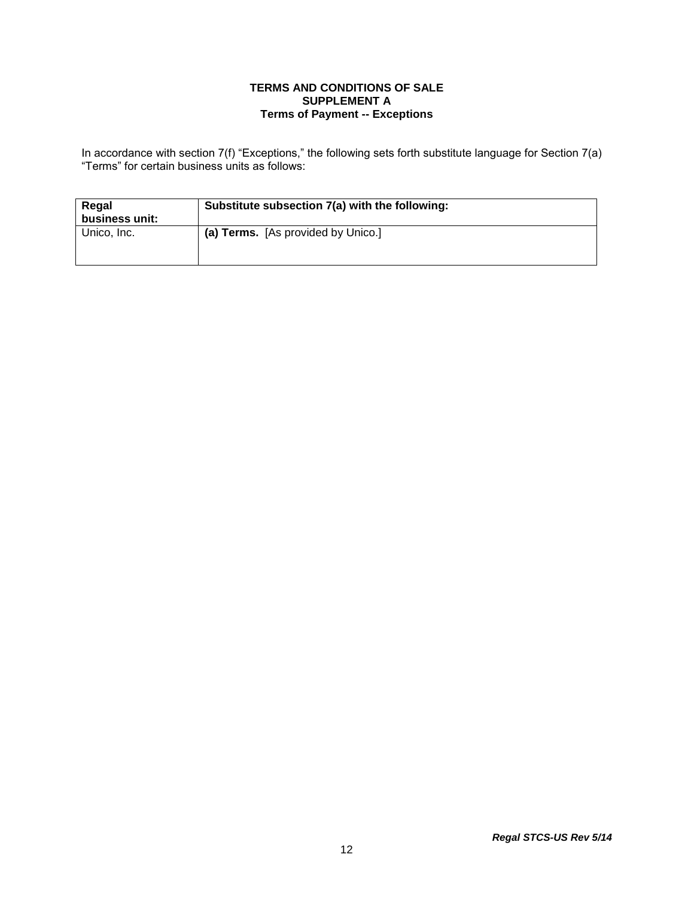**TERMS AND CONDITIONS OF SALE**
**SUPPLEMENT A**
**Terms of Payment -- Exceptions**

In accordance with section 7(f) "Exceptions," the following sets forth substitute language for Section 7(a) "Terms" for certain business units as follows:

| Regal business unit: | Substitute subsection 7(a) with the following: |
|---|---|
| Unico, Inc. | **(a) Terms.** [As provided by Unico.] |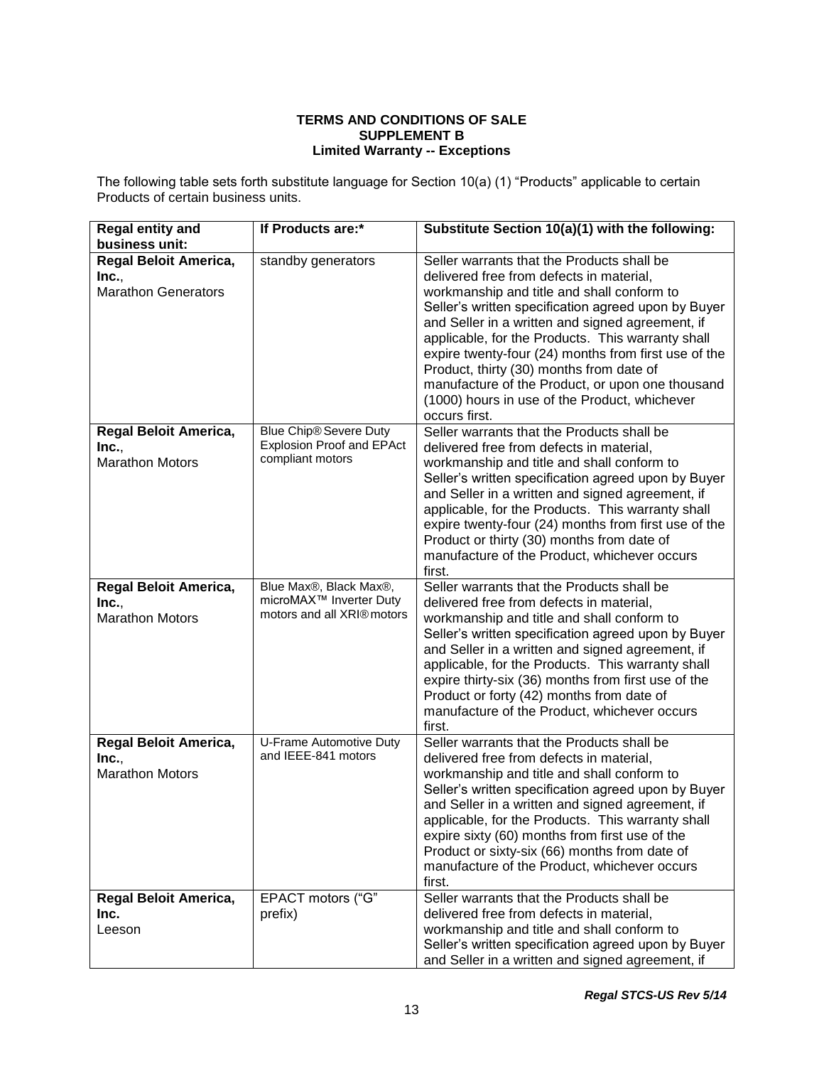**TERMS AND CONDITIONS OF SALE**
**SUPPLEMENT B**
**Limited Warranty -- Exceptions**

The following table sets forth substitute language for Section 10(a) (1) “Products” applicable to certain Products of certain business units.

| Regal entity and business unit: | If Products are:* | Substitute Section 10(a)(1) with the following: |
|---|---|---|
| **Regal Beloit America, Inc.**, Marathon Generators | standby generators | Seller warrants that the Products shall be delivered free from defects in material, workmanship and title and shall conform to Seller’s written specification agreed upon by Buyer and Seller in a written and signed agreement, if applicable, for the Products. This warranty shall expire twenty-four (24) months from first use of the Product, thirty (30) months from date of manufacture of the Product, or upon one thousand (1000) hours in use of the Product, whichever occurs first. |
| **Regal Beloit America, Inc.**, Marathon Motors | Blue Chip® Severe Duty Explosion Proof and EPAct compliant motors | Seller warrants that the Products shall be delivered free from defects in material, workmanship and title and shall conform to Seller’s written specification agreed upon by Buyer and Seller in a written and signed agreement, if applicable, for the Products. This warranty shall expire twenty-four (24) months from first use of the Product or thirty (30) months from date of manufacture of the Product, whichever occurs first. |
| **Regal Beloit America, Inc.**, Marathon Motors | Blue Max®, Black Max®, microMAX™ Inverter Duty motors and all XRI® motors | Seller warrants that the Products shall be delivered free from defects in material, workmanship and title and shall conform to Seller’s written specification agreed upon by Buyer and Seller in a written and signed agreement, if applicable, for the Products. This warranty shall expire thirty-six (36) months from first use of the Product or forty (42) months from date of manufacture of the Product, whichever occurs first. |
| **Regal Beloit America, Inc.**, Marathon Motors | U-Frame Automotive Duty and IEEE-841 motors | Seller warrants that the Products shall be delivered free from defects in material, workmanship and title and shall conform to Seller’s written specification agreed upon by Buyer and Seller in a written and signed agreement, if applicable, for the Products. This warranty shall expire sixty (60) months from first use of the Product or sixty-six (66) months from date of manufacture of the Product, whichever occurs first. |
| **Regal Beloit America, Inc.** Leeson | EPACT motors (“G” prefix) | Seller warrants that the Products shall be delivered free from defects in material, workmanship and title and shall conform to Seller’s written specification agreed upon by Buyer and Seller in a written and signed agreement, if |

*Regal STCS-US Rev 5/14*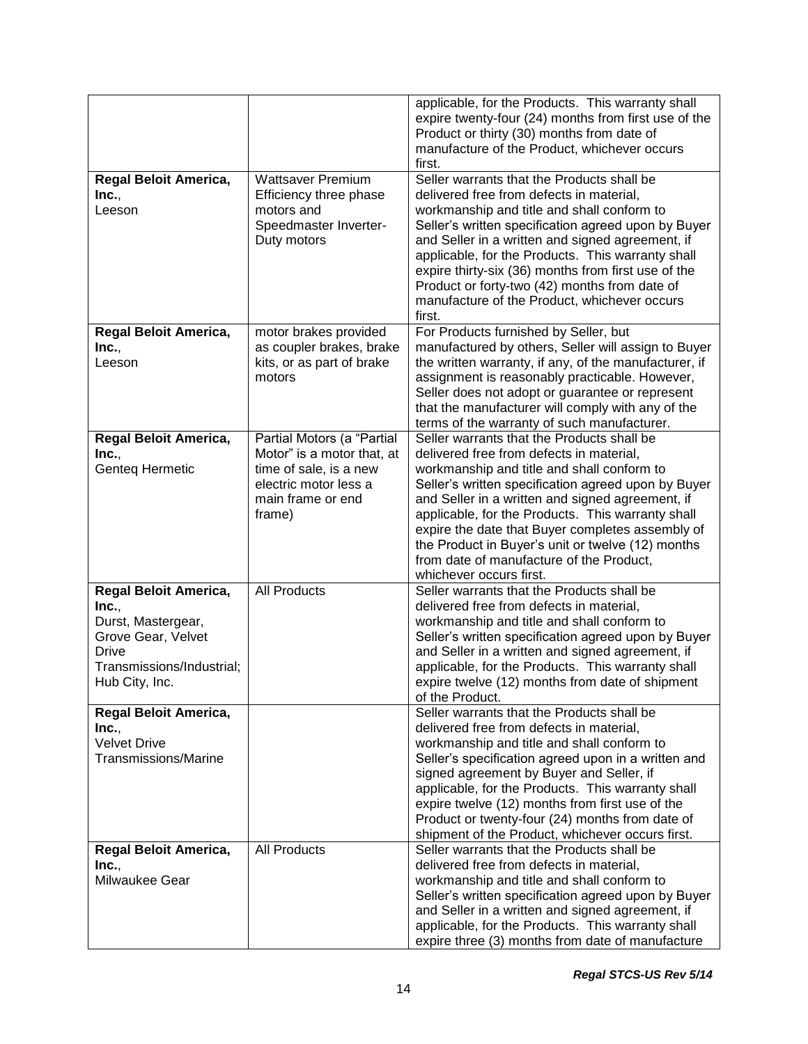| | | |
|---|---|---|
| | | applicable, for the Products. This warranty shall expire twenty-four (24) months from first use of the Product or thirty (30) months from date of manufacture of the Product, whichever occurs first. |
| **Regal Beloit America, Inc.**, Leeson | Wattsaver Premium Efficiency three phase motors and Speedmaster Inverter-Duty motors | Seller warrants that the Products shall be delivered free from defects in material, workmanship and title and shall conform to Seller's written specification agreed upon by Buyer and Seller in a written and signed agreement, if applicable, for the Products. This warranty shall expire thirty-six (36) months from first use of the Product or forty-two (42) months from date of manufacture of the Product, whichever occurs first. |
| **Regal Beloit America, Inc.**, Leeson | motor brakes provided as coupler brakes, brake kits, or as part of brake motors | For Products furnished by Seller, but manufactured by others, Seller will assign to Buyer the written warranty, if any, of the manufacturer, if assignment is reasonably practicable. However, Seller does not adopt or guarantee or represent that the manufacturer will comply with any of the terms of the warranty of such manufacturer. |
| **Regal Beloit America, Inc.**, Genteq Hermetic | Partial Motors (a "Partial Motor" is a motor that, at time of sale, is a new electric motor less a main frame or end frame) | Seller warrants that the Products shall be delivered free from defects in material, workmanship and title and shall conform to Seller's written specification agreed upon by Buyer and Seller in a written and signed agreement, if applicable, for the Products. This warranty shall expire the date that Buyer completes assembly of the Product in Buyer's unit or twelve (12) months from date of manufacture of the Product, whichever occurs first. |
| **Regal Beloit America, Inc.**, Durst, Mastergear, Grove Gear, Velvet Drive Transmissions/Industrial; Hub City, Inc. | All Products | Seller warrants that the Products shall be delivered free from defects in material, workmanship and title and shall conform to Seller's written specification agreed upon by Buyer and Seller in a written and signed agreement, if applicable, for the Products. This warranty shall expire twelve (12) months from date of shipment of the Product. |
| **Regal Beloit America, Inc.**, Velvet Drive Transmissions/Marine | | Seller warrants that the Products shall be delivered free from defects in material, workmanship and title and shall conform to Seller's specification agreed upon in a written and signed agreement by Buyer and Seller, if applicable, for the Products. This warranty shall expire twelve (12) months from first use of the Product or twenty-four (24) months from date of shipment of the Product, whichever occurs first. |
| **Regal Beloit America, Inc.**, Milwaukee Gear | All Products | Seller warrants that the Products shall be delivered free from defects in material, workmanship and title and shall conform to Seller's written specification agreed upon by Buyer and Seller in a written and signed agreement, if applicable, for the Products. This warranty shall expire three (3) months from date of manufacture |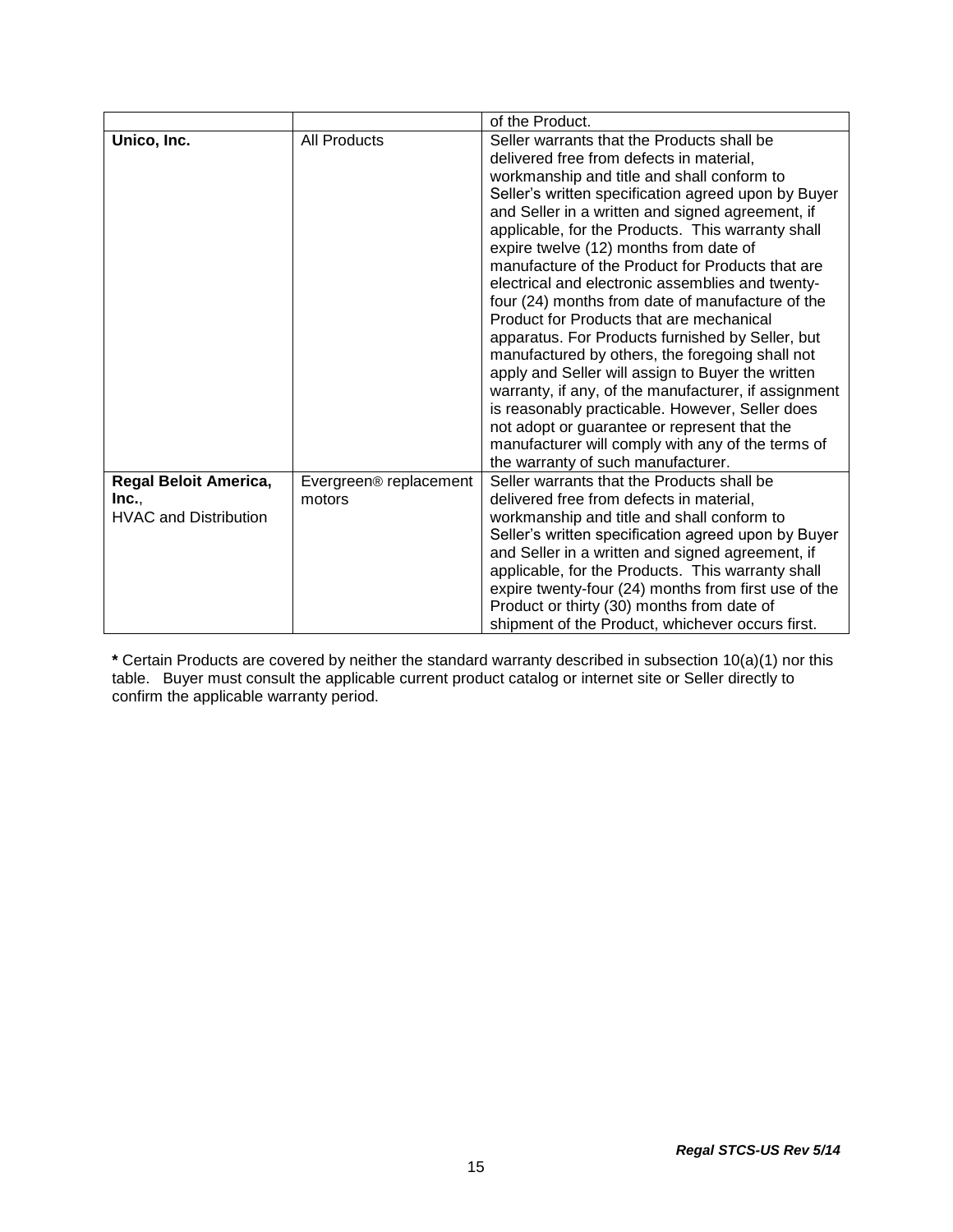| | | |
|---|---|---|
| | | of the Product. |
| **Unico, Inc.** | All Products | Seller warrants that the Products shall be delivered free from defects in material, workmanship and title and shall conform to Seller's written specification agreed upon by Buyer and Seller in a written and signed agreement, if applicable, for the Products. This warranty shall expire twelve (12) months from date of manufacture of the Product for Products that are electrical and electronic assemblies and twenty-four (24) months from date of manufacture of the Product for Products that are mechanical apparatus. For Products furnished by Seller, but manufactured by others, the foregoing shall not apply and Seller will assign to Buyer the written warranty, if any, of the manufacturer, if assignment is reasonably practicable. However, Seller does not adopt or guarantee or represent that the manufacturer will comply with any of the terms of the warranty of such manufacturer. |
| **Regal Beloit America, Inc.**, HVAC and Distribution | Evergreen® replacement motors | Seller warrants that the Products shall be delivered free from defects in material, workmanship and title and shall conform to Seller's written specification agreed upon by Buyer and Seller in a written and signed agreement, if applicable, for the Products. This warranty shall expire twenty-four (24) months from first use of the Product or thirty (30) months from date of shipment of the Product, whichever occurs first. |

**\*** Certain Products are covered by neither the standard warranty described in subsection 10(a)(1) nor this table. Buyer must consult the applicable current product catalog or internet site or Seller directly to confirm the applicable warranty period.